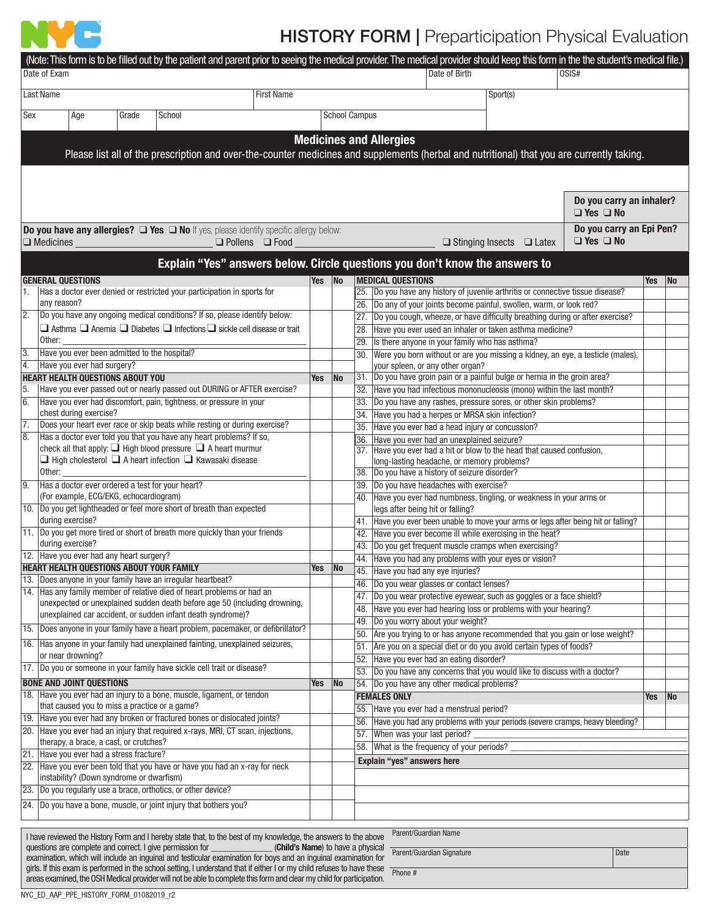# HISTORY FORM | Preparticipation Physical Evaluation

(Note: This form is to be filled out by the patient and parent prior to seeing the medical provider. The medical provider should keep this form in the the student's medical file.)

| Date of Exam | | Date of Birth | OSIS# |
|---|---|---|---|
| Last Name | First Name | Sport(s) | |
| Sex / Age / Grade / School | School Campus | | |

## Medicines and Allergies

Please list all of the prescription and over-the-counter medicines and supplements (herbal and nutritional) that you are currently taking.

**Do you carry an inhaler?** ❑ Yes ❑ No

**Do you have any allergies?** ❑ Yes ❑ No If yes, please identify specific allergy below:
❑ Medicines ______ ❑ Pollens ❑ Food ______ ❑ Stinging Insects ❑ Latex

**Do you carry an Epi Pen?** ❑ Yes ❑ No

## Explain "Yes" answers below. Circle questions you don't know the answers to

| GENERAL QUESTIONS | Yes | No |
|---|---|---|
| 1. Has a doctor ever denied or restricted your participation in sports for any reason? | | |
| 2. Do you have any ongoing medical conditions? If so, please identify below: ❑ Asthma ❑ Anemia ❑ Diabetes ❑ Infections ❑ sickle cell disease or trait Other: ______ | | |
| 3. Have you ever been admitted to the hospital? | | |
| 4. Have you ever had surgery? | | |
| **HEART HEALTH QUESTIONS ABOUT YOU** | **Yes** | **No** |
| 5. Have you ever passed out or nearly passed out DURING or AFTER exercise? | | |
| 6. Have you ever had discomfort, pain, tightness, or pressure in your chest during exercise? | | |
| 7. Does your heart ever race or skip beats while resting or during exercise? | | |
| 8. Has a doctor ever told you that you have any heart problems? If so, check all that apply: ❑ High blood pressure ❑ A heart murmur ❑ High cholesterol ❑ A heart infection ❑ Kawasaki disease Other: ______ | | |
| 9. Has a doctor ever ordered a test for your heart? (For example, ECG/EKG, echocardiogram) | | |
| 10. Do you get lightheaded or feel more short of breath than expected during exercise? | | |
| 11. Do you get more tired or short of breath more quickly than your friends during exercise? | | |
| 12. Have you ever had any heart surgery? | | |
| **HEART HEALTH QUESTIONS ABOUT YOUR FAMILY** | **Yes** | **No** |
| 13. Does anyone in your family have an irregular heartbeat? | | |
| 14. Has any family member of relative died of heart problems or had an unexpected or unexplained sudden death before age 50 (including drowning, unexplained car accident, or sudden infant death syndrome)? | | |
| 15. Does anyone in your family have a heart problem, pacemaker, or defibrillator? | | |
| 16. Has anyone in your family had unexplained fainting, unexplained seizures, or near drowning? | | |
| 17. Do you or someone in your family have sickle cell trait or disease? | | |
| **BONE AND JOINT QUESTIONS** | **Yes** | **No** |
| 18. Have you ever had an injury to a bone, muscle, ligament, or tendon that caused you to miss a practice or a game? | | |
| 19. Have you ever had any broken or fractured bones or dislocated joints? | | |
| 20. Have you ever had an injury that required x-rays, MRI, CT scan, injections, therapy, a brace, a cast, or crutches? | | |
| 21. Have you ever had a stress fracture? | | |
| 22. Have you ever been told that you have or have you had an x-ray for neck instability? (Down syndrome or dwarfism) | | |
| 23. Do you regularly use a brace, orthotics, or other device? | | |
| 24. Do you have a bone, muscle, or joint injury that bothers you? | | |

| MEDICAL QUESTIONS | Yes | No |
|---|---|---|
| 25. Do you have any history of juvenile arthritis or connective tissue disease? | | |
| 26. Do any of your joints become painful, swollen, warm, or look red? | | |
| 27. Do you cough, wheeze, or have difficulty breathing during or after exercise? | | |
| 28. Have you ever used an inhaler or taken asthma medicine? | | |
| 29. Is there anyone in your family who has asthma? | | |
| 30. Were you born without or are you missing a kidney, an eye, a testicle (males), your spleen, or any other organ? | | |
| 31. Do you have groin pain or a painful bulge or hernia in the groin area? | | |
| 32. Have you had infectious mononucleosis (mono) within the last month? | | |
| 33. Do you have any rashes, pressure sores, or other skin problems? | | |
| 34. Have you had a herpes or MRSA skin infection? | | |
| 35. Have you ever had a head injury or concussion? | | |
| 36. Have you ever had an unexplained seizure? | | |
| 37. Have you ever had a hit or blow to the head that caused confusion, long-lasting headache, or memory problems? | | |
| 38. Do you have a history of seizure disorder? | | |
| 39. Do you have headaches with exercise? | | |
| 40. Have you ever had numbness, tingling, or weakness in your arms or legs after being hit or falling? | | |
| 41. Have you ever been unable to move your arms or legs after being hit or falling? | | |
| 42. Have you ever become ill while exercising in the heat? | | |
| 43. Do you get frequent muscle cramps when exercising? | | |
| 44. Have you had any problems with your eyes or vision? | | |
| 45. Have you had any eye injuries? | | |
| 46. Do you wear glasses or contact lenses? | | |
| 47. Do you wear protective eyewear, such as goggles or a face shield? | | |
| 48. Have you ever had hearing loss or problems with your hearing? | | |
| 49. Do you worry about your weight? | | |
| 50. Are you trying to or has anyone recommended that you gain or lose weight? | | |
| 51. Are you on a special diet or do you avoid certain types of foods? | | |
| 52. Have you ever had an eating disorder? | | |
| 53. Do you have any concerns that you would like to discuss with a doctor? | | |
| 54. Do you have any other medical problems? | | |
| **FEMALES ONLY** | **Yes** | **No** |
| 55. Have you ever had a menstrual period? | | |
| 56. Have you had any problems with your periods (severe cramps, heavy bleeding)? | | |
| 57. When was your last period? ______ | | |
| 58. What is the frequency of your periods? ______ | | |

**Explain "yes" answers here**

I have reviewed the History Form and I hereby state that, to the best of my knowledge, the answers to the above questions are complete and correct. I give permission for ______________ (**Child's Name**) to have a physical examination, which will include an inguinal and testicular examination for boys and an inguinal examination for girls. If this exam is performed in the school setting, I understand that if either I or my child refuses to have these areas examined, the OSH Medical provider will not be able to complete this form and clear my child for participation.

| Parent/Guardian Name | |
|---|---|
| Parent/Guardian Signature | Date |
| Phone # | |

NYC_ED_AAP_PPE_HISTORY_FORM_01082019_r2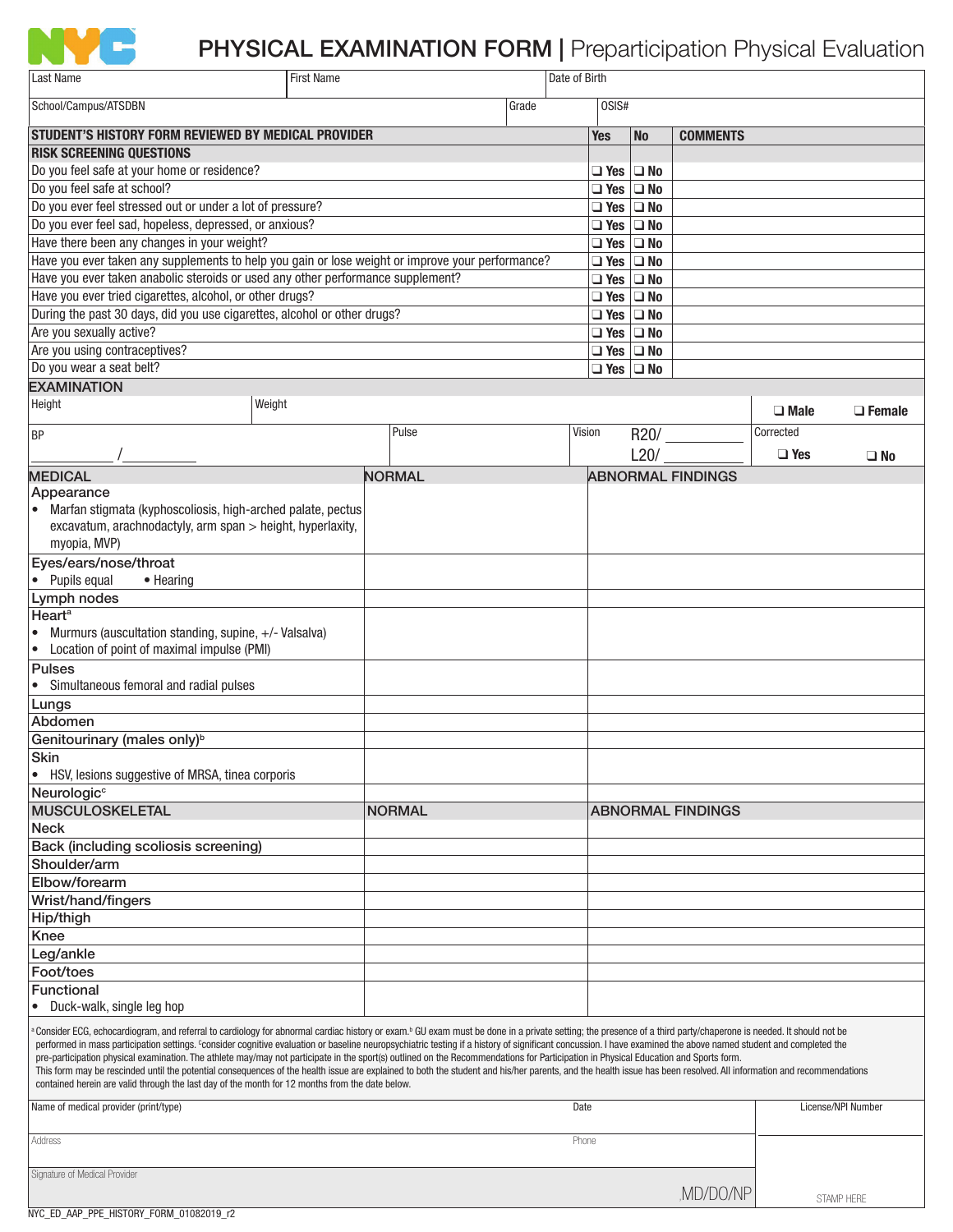# PHYSICAL EXAMINATION FORM | Preparticipation Physical Evaluation

| Last Name | First Name | Date of Birth |
|---|---|---|
| School/Campus/ATSDBN | Grade | OSIS# |

| STUDENT'S HISTORY FORM REVIEWED BY MEDICAL PROVIDER | Yes | No | COMMENTS |
|---|---|---|---|
| **RISK SCREENING QUESTIONS** | | | |
| Do you feel safe at your home or residence? | ❑ Yes | ❑ No | |
| Do you feel safe at school? | ❑ Yes | ❑ No | |
| Do you ever feel stressed out or under a lot of pressure? | ❑ Yes | ❑ No | |
| Do you ever feel sad, hopeless, depressed, or anxious? | ❑ Yes | ❑ No | |
| Have there been any changes in your weight? | ❑ Yes | ❑ No | |
| Have you ever taken any supplements to help you gain or lose weight or improve your performance? | ❑ Yes | ❑ No | |
| Have you ever taken anabolic steroids or used any other performance supplement? | ❑ Yes | ❑ No | |
| Have you ever tried cigarettes, alcohol, or other drugs? | ❑ Yes | ❑ No | |
| During the past 30 days, did you use cigarettes, alcohol or other drugs? | ❑ Yes | ❑ No | |
| Are you sexually active? | ❑ Yes | ❑ No | |
| Are you using contraceptives? | ❑ Yes | ❑ No | |
| Do you wear a seat belt? | ❑ Yes | ❑ No | |

## EXAMINATION

| Height | Weight | | ❑ Male ❑ Female |
|---|---|---|---|
| BP \_\_\_\_\_\_\_\_ / \_\_\_\_\_\_\_\_ | Pulse | Vision R20/ \_\_\_\_\_\_\_\_ L20/ \_\_\_\_\_\_\_\_ | Corrected ❑ Yes ❑ No |

| MEDICAL | NORMAL | ABNORMAL FINDINGS |
|---|---|---|
| **Appearance**<br>• Marfan stigmata (kyphoscoliosis, high-arched palate, pectus excavatum, arachnodactyly, arm span > height, hyperlaxity, myopia, MVP) | | |
| **Eyes/ears/nose/throat**<br>• Pupils equal • Hearing | | |
| **Lymph nodes** | | |
| **Heart**[a]<br>• Murmurs (auscultation standing, supine, +/- Valsalva)<br>• Location of point of maximal impulse (PMI) | | |
| **Pulses**<br>• Simultaneous femoral and radial pulses | | |
| **Lungs** | | |
| **Abdomen** | | |
| **Genitourinary (males only)**[b] | | |
| **Skin**<br>• HSV, lesions suggestive of MRSA, tinea corporis | | |
| **Neurologic**[c] | | |

| MUSCULOSKELETAL | NORMAL | ABNORMAL FINDINGS |
|---|---|---|
| Neck | | |
| Back (including scoliosis screening) | | |
| Shoulder/arm | | |
| Elbow/forearm | | |
| Wrist/hand/fingers | | |
| Hip/thigh | | |
| Knee | | |
| Leg/ankle | | |
| Foot/toes | | |
| **Functional**<br>• Duck-walk, single leg hop | | |

[a] Consider ECG, echocardiogram, and referral to cardiology for abnormal cardiac history or exam.[b] GU exam must be done in a private setting; the presence of a third party/chaperone is needed. It should not be performed in mass participation settings. [c]consider cognitive evaluation or baseline neuropsychiatric testing if a history of significant concussion. I have examined the above named student and completed the pre-participation physical examination. The athlete may/may not participate in the sport(s) outlined on the Recommendations for Participation in Physical Education and Sports form.
This form may be rescinded until the potential consequences of the health issue are explained to both the student and his/her parents, and the health issue has been resolved. All information and recommendations contained herein are valid through the last day of the month for 12 months from the date below.

| Name of medical provider (print/type) | Date | License/NPI Number |
|---|---|---|
| Address | Phone | |
| Signature of Medical Provider | MD/DO/NP | STAMP HERE |

NYC_ED_AAP_PPE_HISTORY_FORM_01082019_r2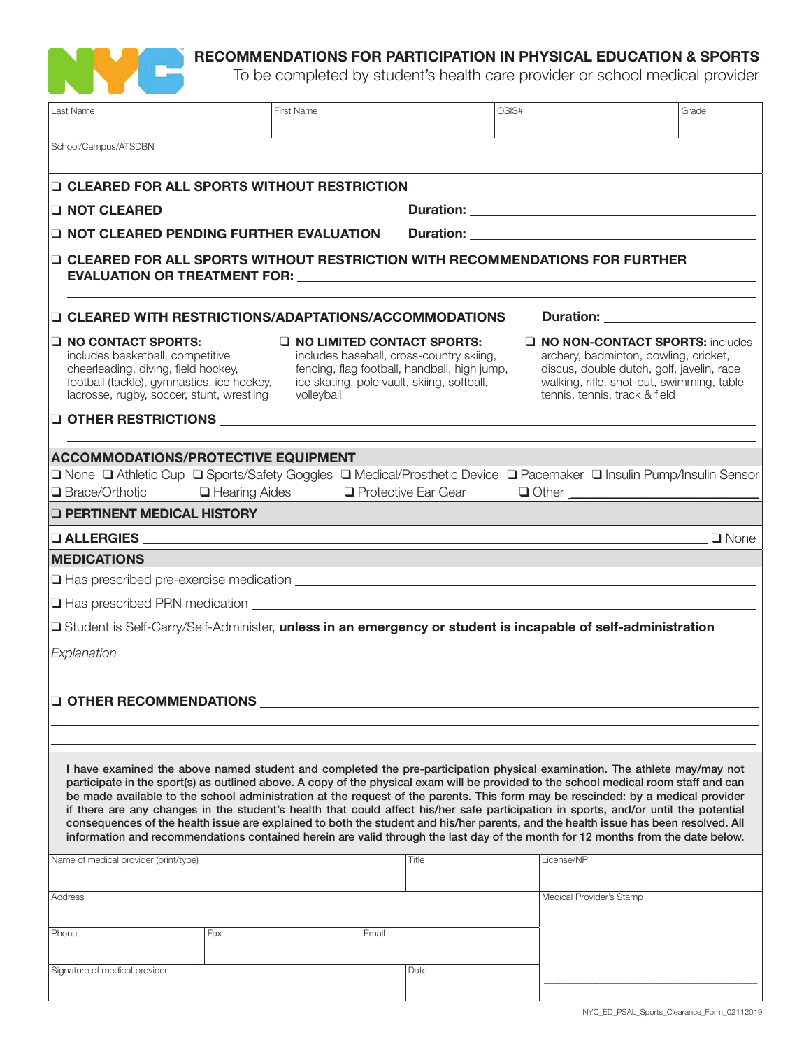# RECOMMENDATIONS FOR PARTICIPATION IN PHYSICAL EDUCATION & SPORTS

To be completed by student's health care provider or school medical provider

| Last Name | First Name | OSIS# | Grade |
|---|---|---|---|
| | | | |

School/Campus/ATSDBN

❑ **CLEARED FOR ALL SPORTS WITHOUT RESTRICTION**

❑ **NOT CLEARED** **Duration:** ______________________

❑ **NOT CLEARED PENDING FURTHER EVALUATION** **Duration:** ______________________

❑ **CLEARED FOR ALL SPORTS WITHOUT RESTRICTION WITH RECOMMENDATIONS FOR FURTHER EVALUATION OR TREATMENT FOR:** ______________________

❑ **CLEARED WITH RESTRICTIONS/ADAPTATIONS/ACCOMMODATIONS** **Duration:** ______________________

❑ **NO CONTACT SPORTS:** includes basketball, competitive cheerleading, diving, field hockey, football (tackle), gymnastics, ice hockey, lacrosse, rugby, soccer, stunt, wrestling

❑ **NO LIMITED CONTACT SPORTS:** includes baseball, cross-country skiing, fencing, flag football, handball, high jump, ice skating, pole vault, skiing, softball, volleyball

❑ **NO NON-CONTACT SPORTS:** includes archery, badminton, bowling, cricket, discus, double dutch, golf, javelin, race walking, rifle, shot-put, swimming, table tennis, tennis, track & field

❑ **OTHER RESTRICTIONS** ______________________

**ACCOMMODATIONS/PROTECTIVE EQUIPMENT**

❑ None ❑ Athletic Cup ❑ Sports/Safety Goggles ❑ Medical/Prosthetic Device ❑ Pacemaker ❑ Insulin Pump/Insulin Sensor ❑ Brace/Orthotic ❑ Hearing Aides ❑ Protective Ear Gear ❑ Other ______________________

❑ **PERTINENT MEDICAL HISTORY** ______________________

❑ **ALLERGIES** ______________________ ❑ None

**MEDICATIONS**

❑ Has prescribed pre-exercise medication ______________________

❑ Has prescribed PRN medication ______________________

❑ Student is Self-Carry/Self-Administer, **unless in an emergency or student is incapable of self-administration**

*Explanation* ______________________

❑ **OTHER RECOMMENDATIONS** ______________________

I have examined the above named student and completed the pre-participation physical examination. The athlete may/may not participate in the sport(s) as outlined above. A copy of the physical exam will be provided to the school medical room staff and can be made available to the school administration at the request of the parents. This form may be rescinded: by a medical provider if there are any changes in the student's health that could affect his/her safe participation in sports, and/or until the potential consequences of the health issue are explained to both the student and his/her parents, and the health issue has been resolved. All information and recommendations contained herein are valid through the last day of the month for 12 months from the date below.

| Name of medical provider (print/type) | | Title | License/NPI |
|---|---|---|---|
| Address | | | Medical Provider's Stamp |
| Phone | Fax | Email | |
| Signature of medical provider | | Date | |

NYC_ED_PSAL_Sports_Clearance_Form_02112019